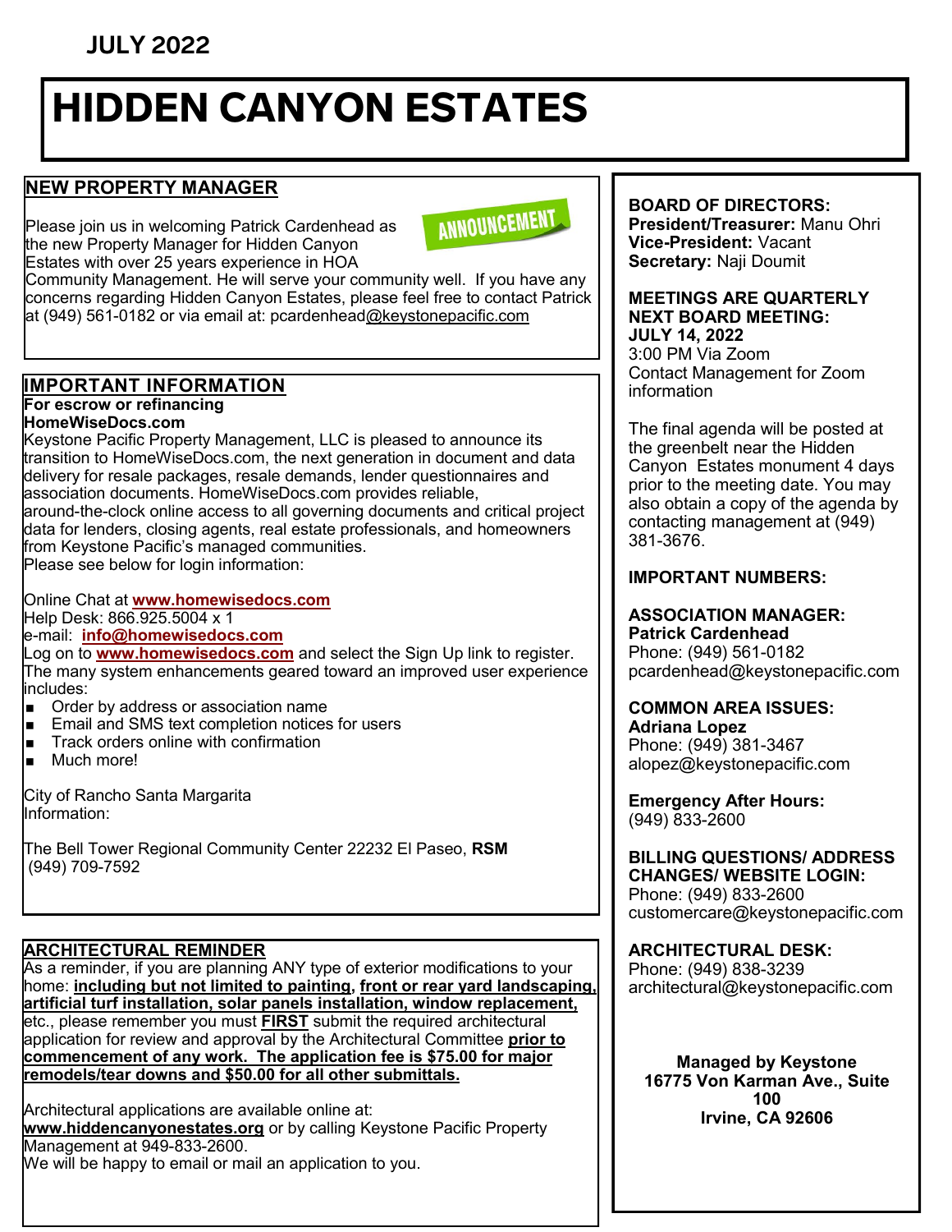**JULY 2022**

# HIDDEN CANYON ESTATES

## NEW PROPERTY MANAGER

ANNOUNCEMENT

Please join us in welcoming Patrick Cardenhead as the new Property Manager for Hidden Canyon Estates with over 25 years experience in HOA Community Management. He will serve your community well. If you have any concerns regarding Hidden Canyon Estates, please feel free to contact Patrick at (949) 561-0182 or via email at: pcardenhead@keystonepacific.com

## IMPORTANT INFORMATION

**For escrow or refinancing**
**HomeWiseDocs.com**

Keystone Pacific Property Management, LLC is pleased to announce its transition to HomeWiseDocs.com, the next generation in document and data delivery for resale packages, resale demands, lender questionnaires and association documents. HomeWiseDocs.com provides reliable, around-the-clock online access to all governing documents and critical project data for lenders, closing agents, real estate professionals, and homeowners from Keystone Pacific's managed communities.
Please see below for login information:

Online Chat at **www.homewisedocs.com**
Help Desk: 866.925.5004 x 1
e-mail: **info@homewisedocs.com**
Log on to **www.homewisedocs.com** and select the Sign Up link to register. The many system enhancements geared toward an improved user experience includes:

- Order by address or association name
- Email and SMS text completion notices for users
- Track orders online with confirmation
- Much more!

City of Rancho Santa Margarita Information:

The Bell Tower Regional Community Center 22232 El Paseo, **RSM** (949) 709-7592

## ARCHITECTURAL REMINDER

As a reminder, if you are planning ANY type of exterior modifications to your home: **including but not limited to painting, front or rear yard landscaping, artificial turf installation, solar panels installation, window replacement,** etc., please remember you must **FIRST** submit the required architectural application for review and approval by the Architectural Committee **prior to commencement of any work. The application fee is $75.00 for major remodels/tear downs and $50.00 for all other submittals.**

Architectural applications are available online at: **www.hiddencanyonestates.org** or by calling Keystone Pacific Property Management at 949-833-2600.
We will be happy to email or mail an application to you.

**BOARD OF DIRECTORS:**
**President/Treasurer:** Manu Ohri
**Vice-President:** Vacant
**Secretary:** Naji Doumit

**MEETINGS ARE QUARTERLY**
**NEXT BOARD MEETING:**
**JULY 14, 2022**
3:00 PM Via Zoom
Contact Management for Zoom information

The final agenda will be posted at the greenbelt near the Hidden Canyon Estates monument 4 days prior to the meeting date. You may also obtain a copy of the agenda by contacting management at (949) 381-3676.

**IMPORTANT NUMBERS:**

**ASSOCIATION MANAGER:**
**Patrick Cardenhead**
Phone: (949) 561-0182
pcardenhead@keystonepacific.com

**COMMON AREA ISSUES:**
**Adriana Lopez**
Phone: (949) 381-3467
alopez@keystonepacific.com

**Emergency After Hours:**
(949) 833-2600

**BILLING QUESTIONS/ ADDRESS CHANGES/ WEBSITE LOGIN:**
Phone: (949) 833-2600
customercare@keystonepacific.com

**ARCHITECTURAL DESK:**
Phone: (949) 838-3239
architectural@keystonepacific.com

**Managed by Keystone**
**16775 Von Karman Ave., Suite 100**
**Irvine, CA 92606**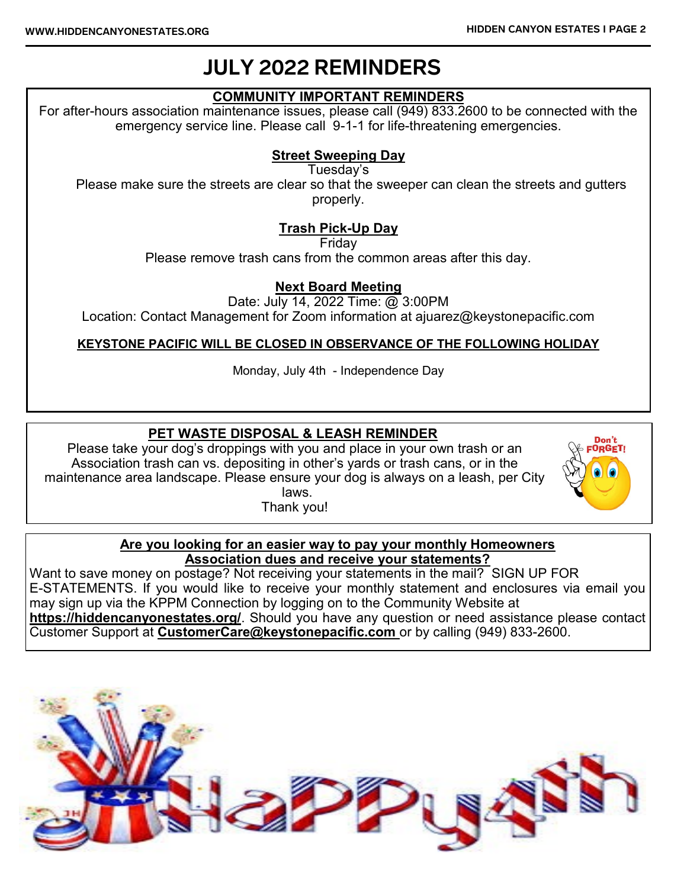# JULY 2022 REMINDERS

**COMMUNITY IMPORTANT REMINDERS**

For after-hours association maintenance issues, please call (949) 833.2600 to be connected with the emergency service line. Please call 9-1-1 for life-threatening emergencies.

**Street Sweeping Day**

Tuesday's

Please make sure the streets are clear so that the sweeper can clean the streets and gutters properly.

**Trash Pick-Up Day**

Friday

Please remove trash cans from the common areas after this day.

**Next Board Meeting**

Date: July 14, 2022 Time: @ 3:00PM

Location: Contact Management for Zoom information at ajuarez@keystonepacific.com

**KEYSTONE PACIFIC WILL BE CLOSED IN OBSERVANCE OF THE FOLLOWING HOLIDAY**

Monday, July 4th - Independence Day

**PET WASTE DISPOSAL & LEASH REMINDER**

Please take your dog's droppings with you and place in your own trash or an Association trash can vs. depositing in other's yards or trash cans, or in the maintenance area landscape. Please ensure your dog is always on a leash, per City laws.

Thank you!

**Are you looking for an easier way to pay your monthly Homeowners Association dues and receive your statements?**

Want to save money on postage? Not receiving your statements in the mail? SIGN UP FOR E-STATEMENTS. If you would like to receive your monthly statement and enclosures via email you may sign up via the KPPM Connection by logging on to the Community Website at **https://hiddencanyonestates.org/**. Should you have any question or need assistance please contact Customer Support at **CustomerCare@keystonepacific.com** or by calling (949) 833-2600.